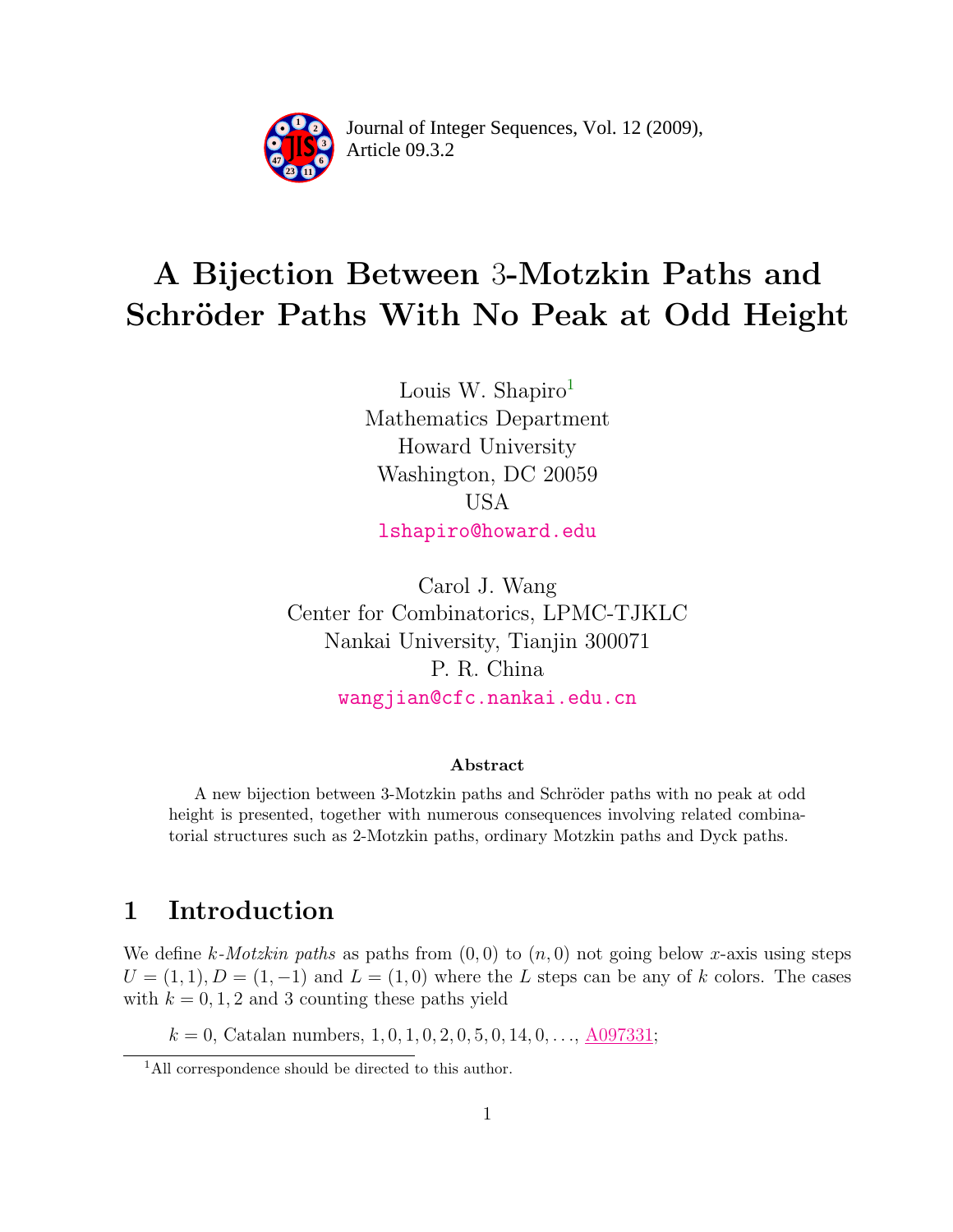Journal of Integer Sequences, Vol. 12 (2009), Article 09.3.2

# A Bijection Between 3-Motzkin Paths and Schröder Paths With No Peak at Odd Height

Louis W. Shapiro[1]
Mathematics Department
Howard University
Washington, DC 20059
USA
lshapiro@howard.edu

Carol J. Wang
Center for Combinatorics, LPMC-TJKLC
Nankai University, Tianjin 300071
P. R. China
wangjian@cfc.nankai.edu.cn

### Abstract

A new bijection between 3-Motzkin paths and Schröder paths with no peak at odd height is presented, together with numerous consequences involving related combinatorial structures such as 2-Motzkin paths, ordinary Motzkin paths and Dyck paths.

## 1 Introduction

We define *k-Motzkin paths* as paths from $(0, 0)$ to $(n, 0)$ not going below $x$-axis using steps $U = (1, 1), D = (1, -1)$ and $L = (1, 0)$ where the $L$ steps can be any of $k$ colors. The cases with $k = 0, 1, 2$ and $3$ counting these paths yield

$k = 0$, Catalan numbers, $1, 0, 1, 0, 2, 0, 5, 0, 14, 0, \ldots$, A097331;

[1] All correspondence should be directed to this author.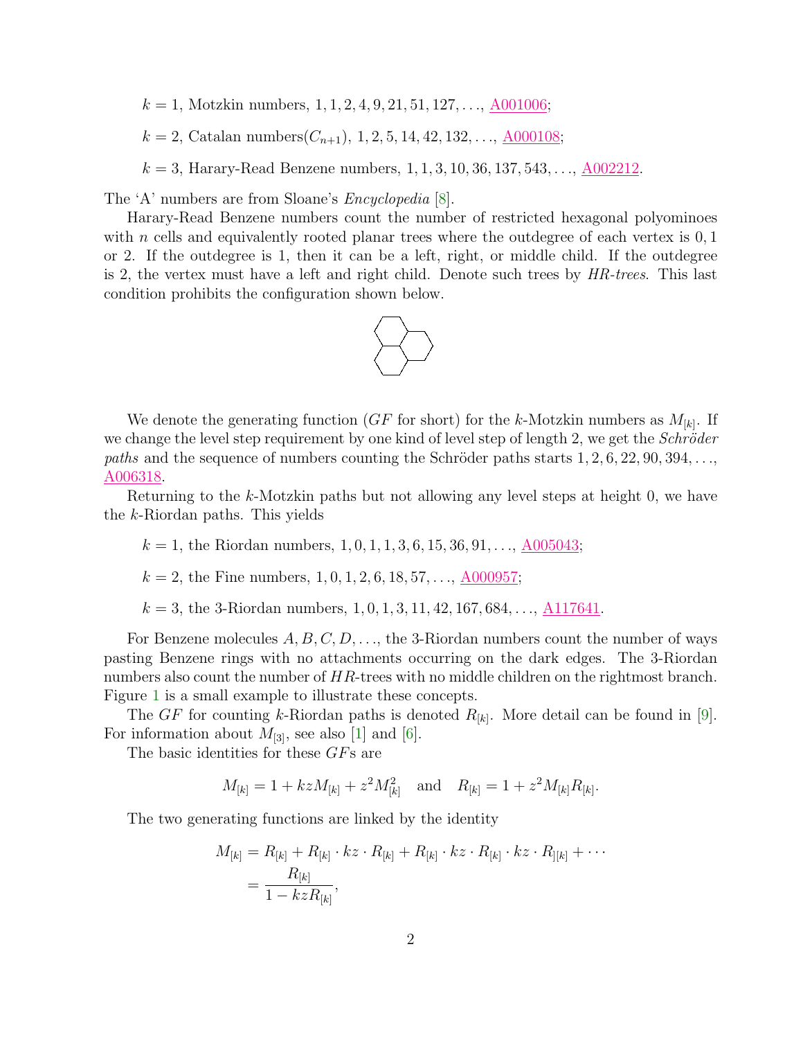$k = 1$, Motzkin numbers, $1, 1, 2, 4, 9, 21, 51, 127, \ldots$, A001006;

$k = 2$, Catalan numbers($C_{n+1}$), $1, 2, 5, 14, 42, 132, \ldots$, A000108;

$k = 3$, Harary-Read Benzene numbers, $1, 1, 3, 10, 36, 137, 543, \ldots$, A002212.

The 'A' numbers are from Sloane's *Encyclopedia* [8].

Harary-Read Benzene numbers count the number of restricted hexagonal polyominoes with $n$ cells and equivalently rooted planar trees where the outdegree of each vertex is $0, 1$ or $2$. If the outdegree is 1, then it can be a left, right, or middle child. If the outdegree is 2, the vertex must have a left and right child. Denote such trees by *HR-trees*. This last condition prohibits the configuration shown below.

We denote the generating function ($GF$ for short) for the $k$-Motzkin numbers as $M_{[k]}$. If we change the level step requirement by one kind of level step of length 2, we get the *Schröder paths* and the sequence of numbers counting the Schröder paths starts $1, 2, 6, 22, 90, 394, \ldots$, A006318.

Returning to the $k$-Motzkin paths but not allowing any level steps at height 0, we have the $k$-Riordan paths. This yields

$k = 1$, the Riordan numbers, $1, 0, 1, 1, 3, 6, 15, 36, 91, \ldots$, A005043;

$k = 2$, the Fine numbers, $1, 0, 1, 2, 6, 18, 57, \ldots$, A000957;

$k = 3$, the 3-Riordan numbers, $1, 0, 1, 3, 11, 42, 167, 684, \ldots$, A117641.

For Benzene molecules $A, B, C, D, \ldots$, the 3-Riordan numbers count the number of ways pasting Benzene rings with no attachments occurring on the dark edges. The 3-Riordan numbers also count the number of $HR$-trees with no middle children on the rightmost branch. Figure 1 is a small example to illustrate these concepts.

The $GF$ for counting $k$-Riordan paths is denoted $R_{[k]}$. More detail can be found in [9]. For information about $M_{[3]}$, see also [1] and [6].

The basic identities for these $GF$s are

$$M_{[k]} = 1 + kzM_{[k]} + z^2 M_{[k]}^2 \quad \text{and} \quad R_{[k]} = 1 + z^2 M_{[k]} R_{[k]}.$$

The two generating functions are linked by the identity

$$\begin{aligned} M_{[k]} &= R_{[k]} + R_{[k]} \cdot kz \cdot R_{[k]} + R_{[k]} \cdot kz \cdot R_{[k]} \cdot kz \cdot R_{][k]} + \cdots \\ &= \frac{R_{[k]}}{1 - kzR_{[k]}}, \end{aligned}$$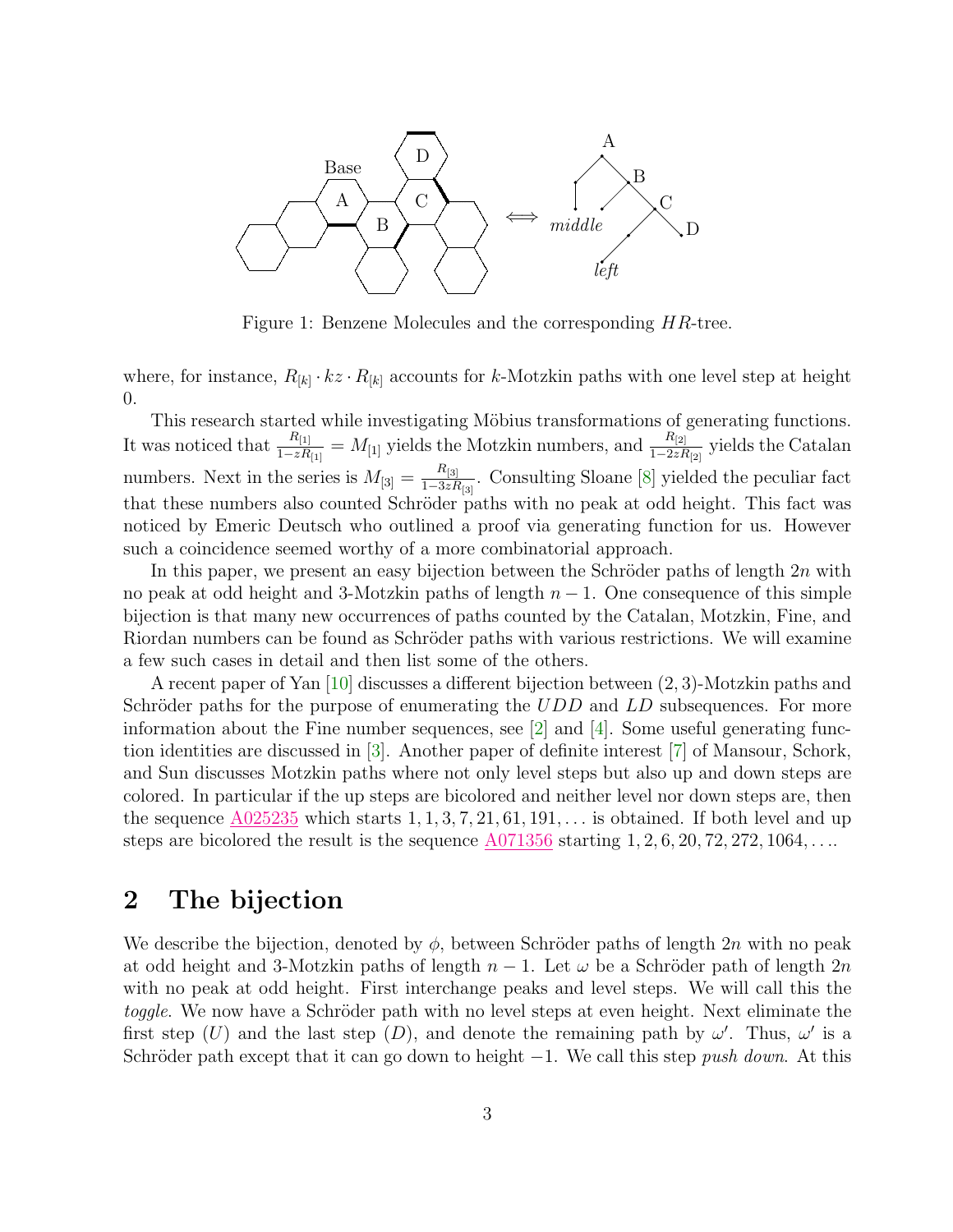Figure 1: Benzene Molecules and the corresponding $HR$-tree.

where, for instance, $R_{[k]} \cdot kz \cdot R_{[k]}$ accounts for $k$-Motzkin paths with one level step at height 0.

This research started while investigating Möbius transformations of generating functions. It was noticed that $\frac{R_{[1]}}{1-zR_{[1]}} = M_{[1]}$ yields the Motzkin numbers, and $\frac{R_{[2]}}{1-2zR_{[2]}}$ yields the Catalan numbers. Next in the series is $M_{[3]} = \frac{R_{[3]}}{1-3zR_{[3]}}$. Consulting Sloane [8] yielded the peculiar fact that these numbers also counted Schröder paths with no peak at odd height. This fact was noticed by Emeric Deutsch who outlined a proof via generating function for us. However such a coincidence seemed worthy of a more combinatorial approach.

In this paper, we present an easy bijection between the Schröder paths of length $2n$ with no peak at odd height and 3-Motzkin paths of length $n-1$. One consequence of this simple bijection is that many new occurrences of paths counted by the Catalan, Motzkin, Fine, and Riordan numbers can be found as Schröder paths with various restrictions. We will examine a few such cases in detail and then list some of the others.

A recent paper of Yan [10] discusses a different bijection between $(2,3)$-Motzkin paths and Schröder paths for the purpose of enumerating the $UDD$ and $LD$ subsequences. For more information about the Fine number sequences, see [2] and [4]. Some useful generating function identities are discussed in [3]. Another paper of definite interest [7] of Mansour, Schork, and Sun discusses Motzkin paths where not only level steps but also up and down steps are colored. In particular if the up steps are bicolored and neither level nor down steps are, then the sequence A025235 which starts $1, 1, 3, 7, 21, 61, 191, \ldots$ is obtained. If both level and up steps are bicolored the result is the sequence A071356 starting $1, 2, 6, 20, 72, 272, 1064, \ldots$.

## 2 The bijection

We describe the bijection, denoted by $\phi$, between Schröder paths of length $2n$ with no peak at odd height and 3-Motzkin paths of length $n-1$. Let $\omega$ be a Schröder path of length $2n$ with no peak at odd height. First interchange peaks and level steps. We will call this the *toggle*. We now have a Schröder path with no level steps at even height. Next eliminate the first step ($U$) and the last step ($D$), and denote the remaining path by $\omega'$. Thus, $\omega'$ is a Schröder path except that it can go down to height $-1$. We call this step *push down*. At this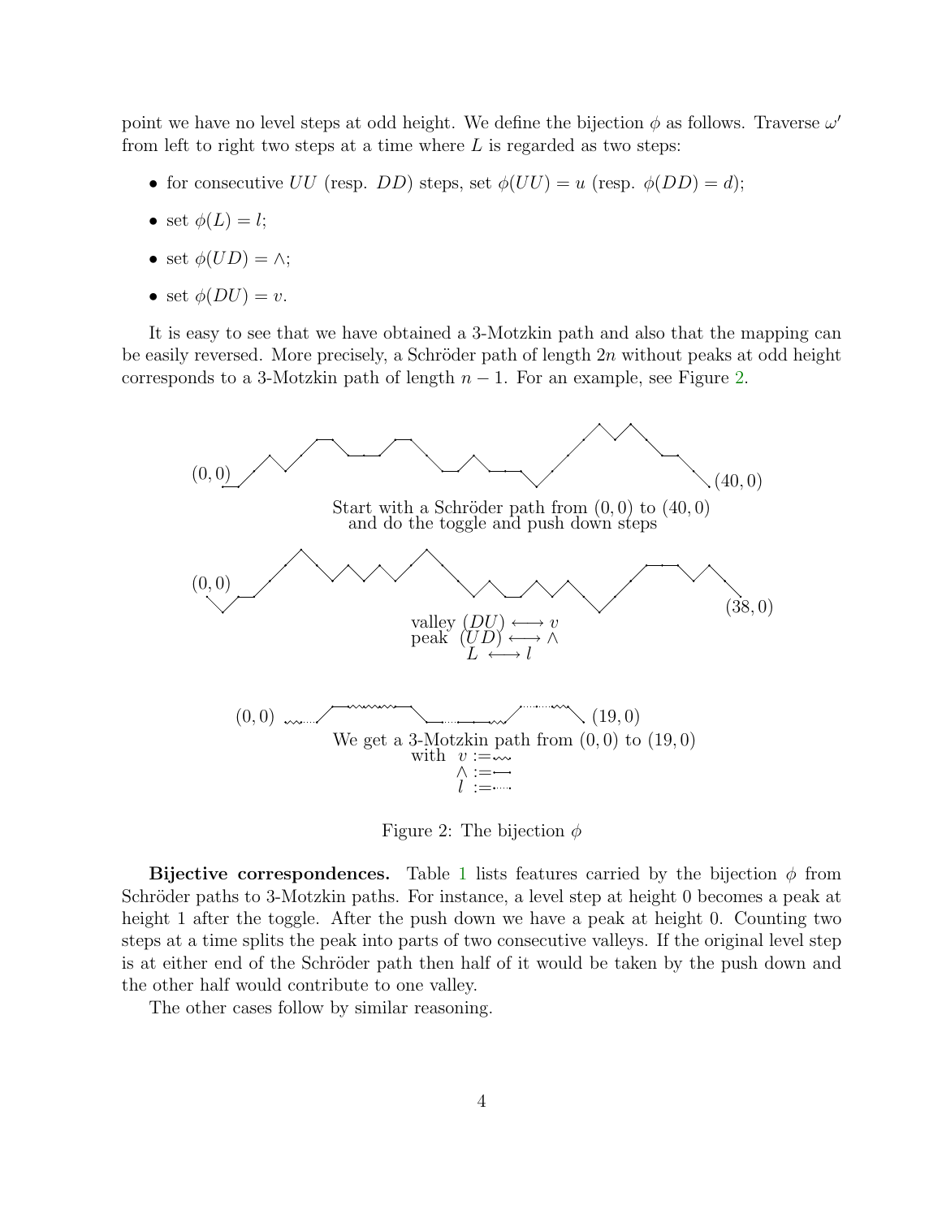point we have no level steps at odd height. We define the bijection $\phi$ as follows. Traverse $\omega'$ from left to right two steps at a time where $L$ is regarded as two steps:

- for consecutive $UU$ (resp. $DD$) steps, set $\phi(UU) = u$ (resp. $\phi(DD) = d$);
- set $\phi(L) = l$;
- set $\phi(UD) = \wedge$;
- set $\phi(DU) = v$.

It is easy to see that we have obtained a 3-Motzkin path and also that the mapping can be easily reversed. More precisely, a Schröder path of length $2n$ without peaks at odd height corresponds to a 3-Motzkin path of length $n-1$. For an example, see Figure 2.

$(0,0)$ $(40,0)$

Start with a Schröder path from $(0,0)$ to $(40,0)$ and do the toggle and push down steps

$(0,0)$ $(38,0)$

valley $(DU) \longleftrightarrow v$
peak $(UD) \longleftrightarrow \wedge$
$L \longleftrightarrow l$

$(0,0)$ $(19,0)$

We get a 3-Motzkin path from $(0,0)$ to $(19,0)$ with $v :=$ (wavy), $\wedge :=$ (solid), $l :=$ (dotted)

Figure 2: The bijection $\phi$

**Bijective correspondences.** Table 1 lists features carried by the bijection $\phi$ from Schröder paths to 3-Motzkin paths. For instance, a level step at height 0 becomes a peak at height 1 after the toggle. After the push down we have a peak at height 0. Counting two steps at a time splits the peak into parts of two consecutive valleys. If the original level step is at either end of the Schröder path then half of it would be taken by the push down and the other half would contribute to one valley.

The other cases follow by similar reasoning.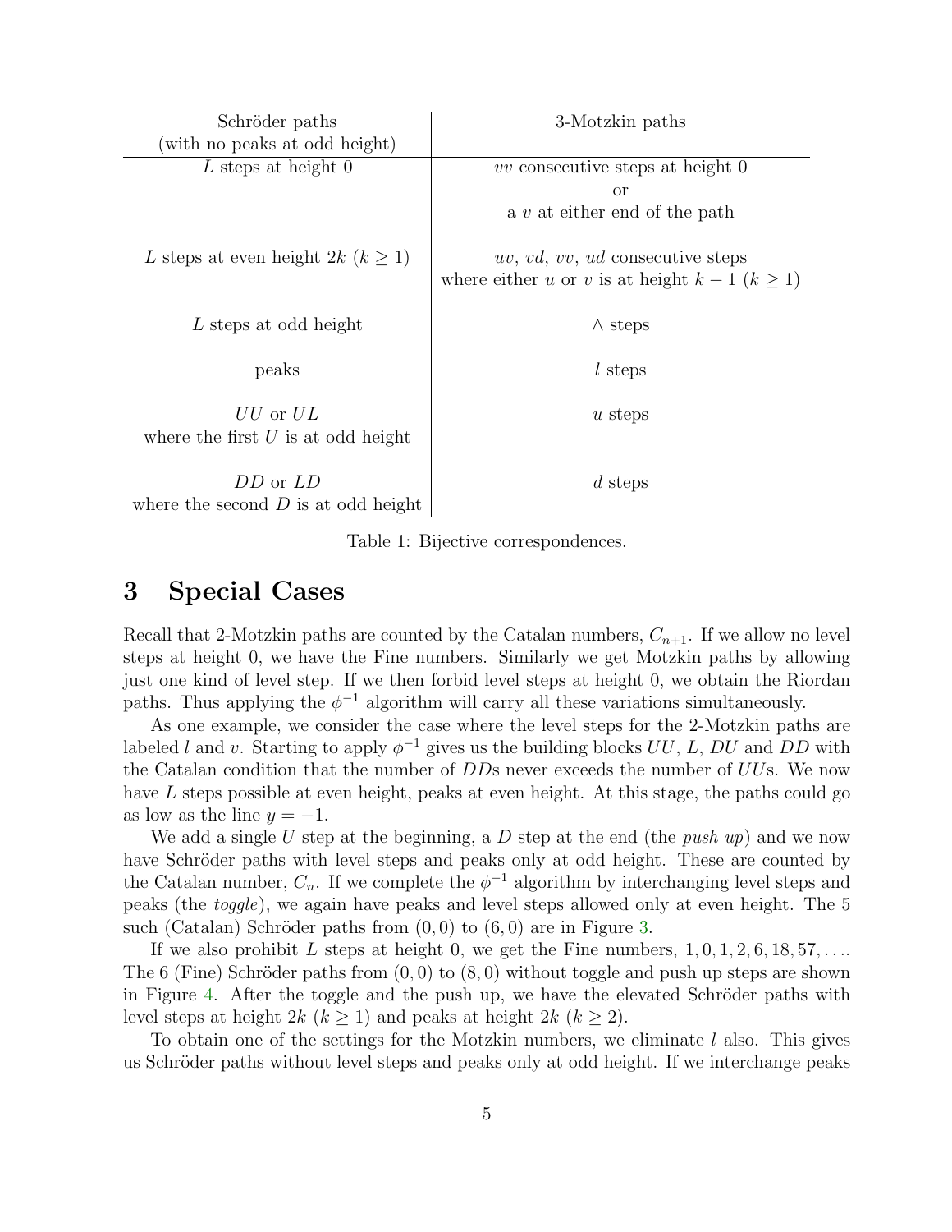| Schröder paths (with no peaks at odd height) | 3-Motzkin paths |
|---|---|
| $L$ steps at height 0 | $vv$ consecutive steps at height 0 or a $v$ at either end of the path |
| $L$ steps at even height $2k$ ($k \geq 1$) | $uv$, $vd$, $vv$, $ud$ consecutive steps where either $u$ or $v$ is at height $k-1$ ($k \geq 1$) |
| $L$ steps at odd height | $\wedge$ steps |
| peaks | $l$ steps |
| $UU$ or $UL$ where the first $U$ is at odd height | $u$ steps |
| $DD$ or $LD$ where the second $D$ is at odd height | $d$ steps |

Table 1: Bijective correspondences.

## 3 Special Cases

Recall that 2-Motzkin paths are counted by the Catalan numbers, $C_{n+1}$. If we allow no level steps at height 0, we have the Fine numbers. Similarly we get Motzkin paths by allowing just one kind of level step. If we then forbid level steps at height 0, we obtain the Riordan paths. Thus applying the $\phi^{-1}$ algorithm will carry all these variations simultaneously.

As one example, we consider the case where the level steps for the 2-Motzkin paths are labeled $l$ and $v$. Starting to apply $\phi^{-1}$ gives us the building blocks $UU$, $L$, $DU$ and $DD$ with the Catalan condition that the number of $DD$s never exceeds the number of $UU$s. We now have $L$ steps possible at even height, peaks at even height. At this stage, the paths could go as low as the line $y = -1$.

We add a single $U$ step at the beginning, a $D$ step at the end (the *push up*) and we now have Schröder paths with level steps and peaks only at odd height. These are counted by the Catalan number, $C_n$. If we complete the $\phi^{-1}$ algorithm by interchanging level steps and peaks (the *toggle*), we again have peaks and level steps allowed only at even height. The 5 such (Catalan) Schröder paths from $(0, 0)$ to $(6, 0)$ are in Figure 3.

If we also prohibit $L$ steps at height 0, we get the Fine numbers, $1, 0, 1, 2, 6, 18, 57, \ldots$. The 6 (Fine) Schröder paths from $(0, 0)$ to $(8, 0)$ without toggle and push up steps are shown in Figure 4. After the toggle and the push up, we have the elevated Schröder paths with level steps at height $2k$ ($k \geq 1$) and peaks at height $2k$ ($k \geq 2$).

To obtain one of the settings for the Motzkin numbers, we eliminate $l$ also. This gives us Schröder paths without level steps and peaks only at odd height. If we interchange peaks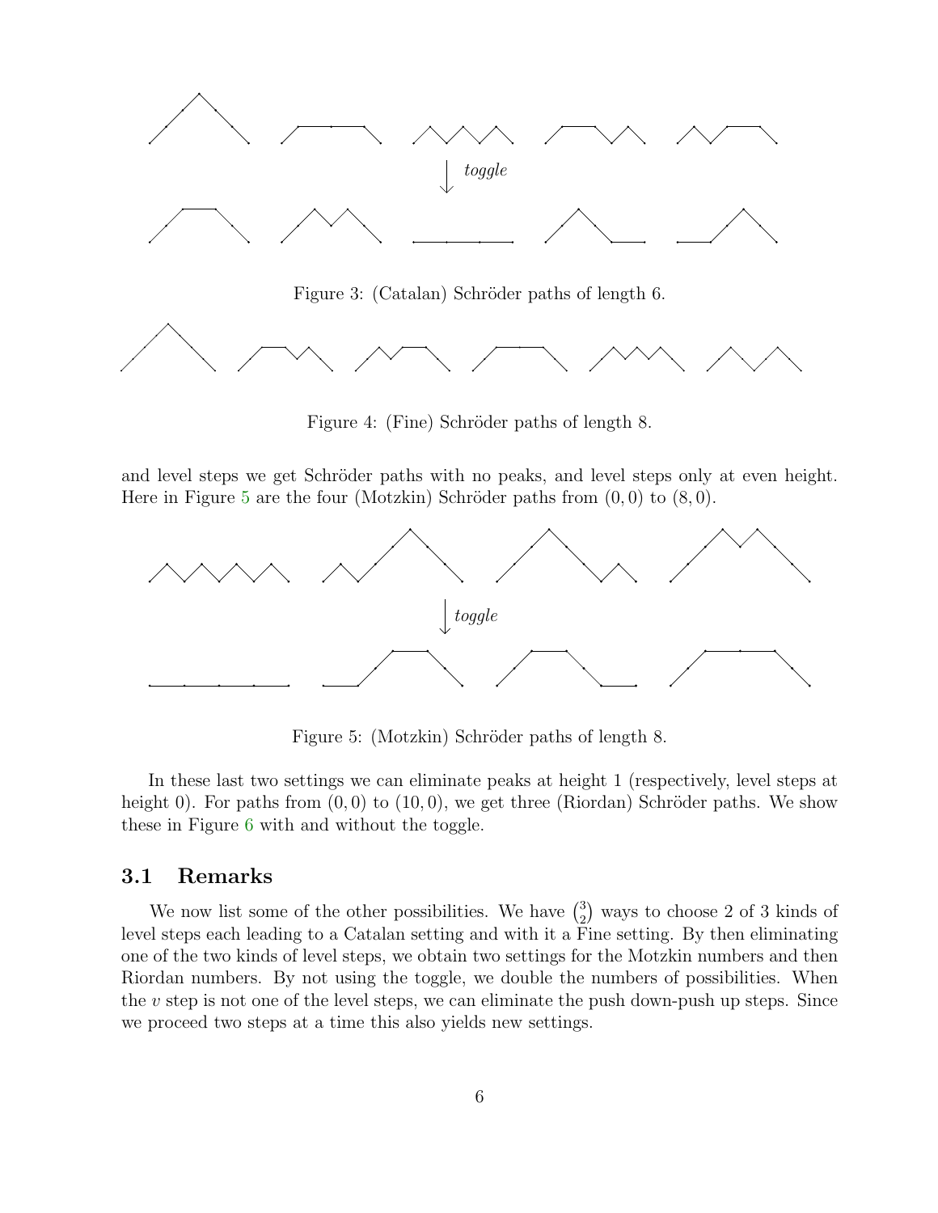*toggle*

Figure 3: (Catalan) Schröder paths of length 6.

Figure 4: (Fine) Schröder paths of length 8.

and level steps we get Schröder paths with no peaks, and level steps only at even height. Here in Figure 5 are the four (Motzkin) Schröder paths from $(0, 0)$ to $(8, 0)$.

*toggle*

Figure 5: (Motzkin) Schröder paths of length 8.

In these last two settings we can eliminate peaks at height 1 (respectively, level steps at height 0). For paths from $(0, 0)$ to $(10, 0)$, we get three (Riordan) Schröder paths. We show these in Figure 6 with and without the toggle.

### 3.1 Remarks

We now list some of the other possibilities. We have $\binom{3}{2}$ ways to choose 2 of 3 kinds of level steps each leading to a Catalan setting and with it a Fine setting. By then eliminating one of the two kinds of level steps, we obtain two settings for the Motzkin numbers and then Riordan numbers. By not using the toggle, we double the numbers of possibilities. When the $v$ step is not one of the level steps, we can eliminate the push down-push up steps. Since we proceed two steps at a time this also yields new settings.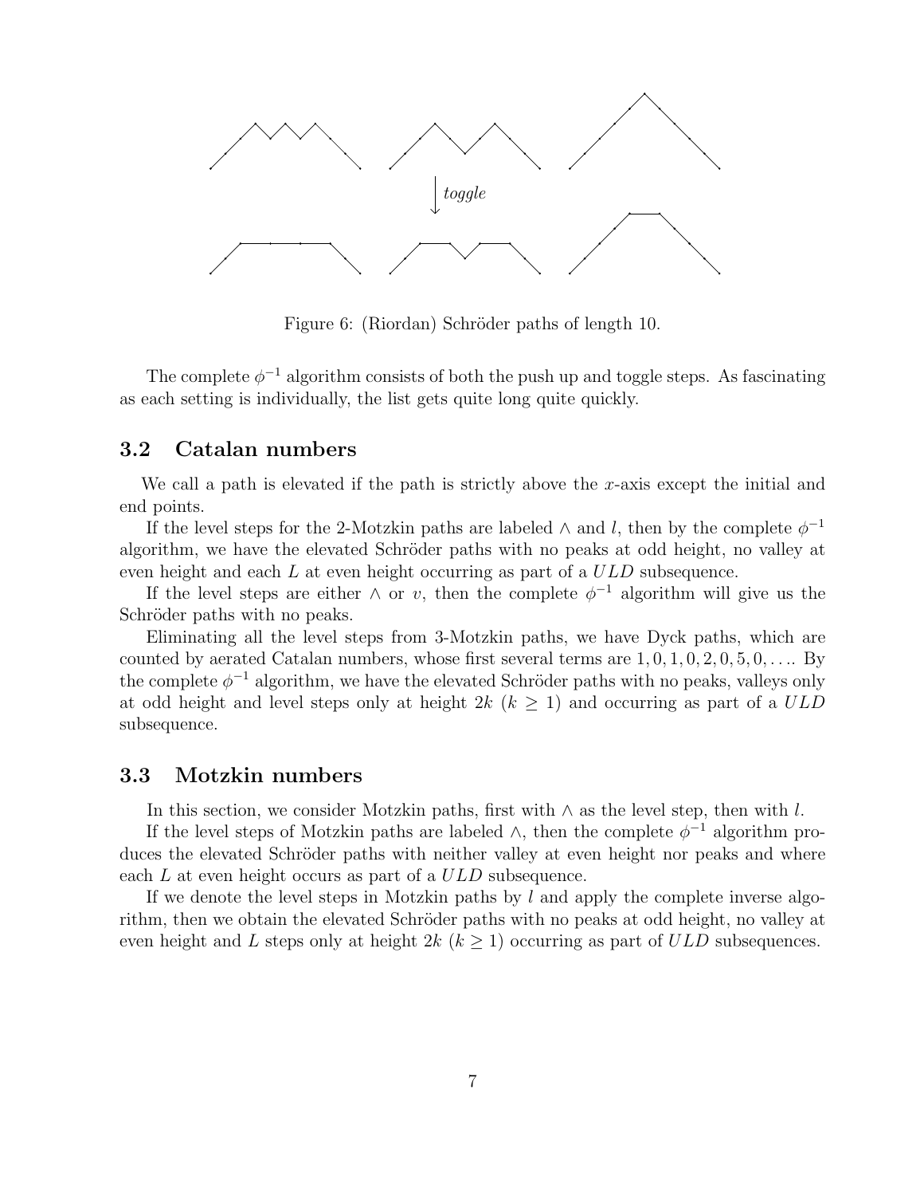Figure 6: (Riordan) Schröder paths of length 10.

The complete $\phi^{-1}$ algorithm consists of both the push up and toggle steps. As fascinating as each setting is individually, the list gets quite long quite quickly.

### 3.2 Catalan numbers

We call a path is elevated if the path is strictly above the $x$-axis except the initial and end points.

If the level steps for the 2-Motzkin paths are labeled $\wedge$ and $l$, then by the complete $\phi^{-1}$ algorithm, we have the elevated Schröder paths with no peaks at odd height, no valley at even height and each $L$ at even height occurring as part of a $ULD$ subsequence.

If the level steps are either $\wedge$ or $v$, then the complete $\phi^{-1}$ algorithm will give us the Schröder paths with no peaks.

Eliminating all the level steps from 3-Motzkin paths, we have Dyck paths, which are counted by aerated Catalan numbers, whose first several terms are $1, 0, 1, 0, 2, 0, 5, 0, \ldots$. By the complete $\phi^{-1}$ algorithm, we have the elevated Schröder paths with no peaks, valleys only at odd height and level steps only at height $2k$ ($k \geq 1$) and occurring as part of a $ULD$ subsequence.

### 3.3 Motzkin numbers

In this section, we consider Motzkin paths, first with $\wedge$ as the level step, then with $l$.

If the level steps of Motzkin paths are labeled $\wedge$, then the complete $\phi^{-1}$ algorithm produces the elevated Schröder paths with neither valley at even height nor peaks and where each $L$ at even height occurs as part of a $ULD$ subsequence.

If we denote the level steps in Motzkin paths by $l$ and apply the complete inverse algorithm, then we obtain the elevated Schröder paths with no peaks at odd height, no valley at even height and $L$ steps only at height $2k$ ($k \geq 1$) occurring as part of $ULD$ subsequences.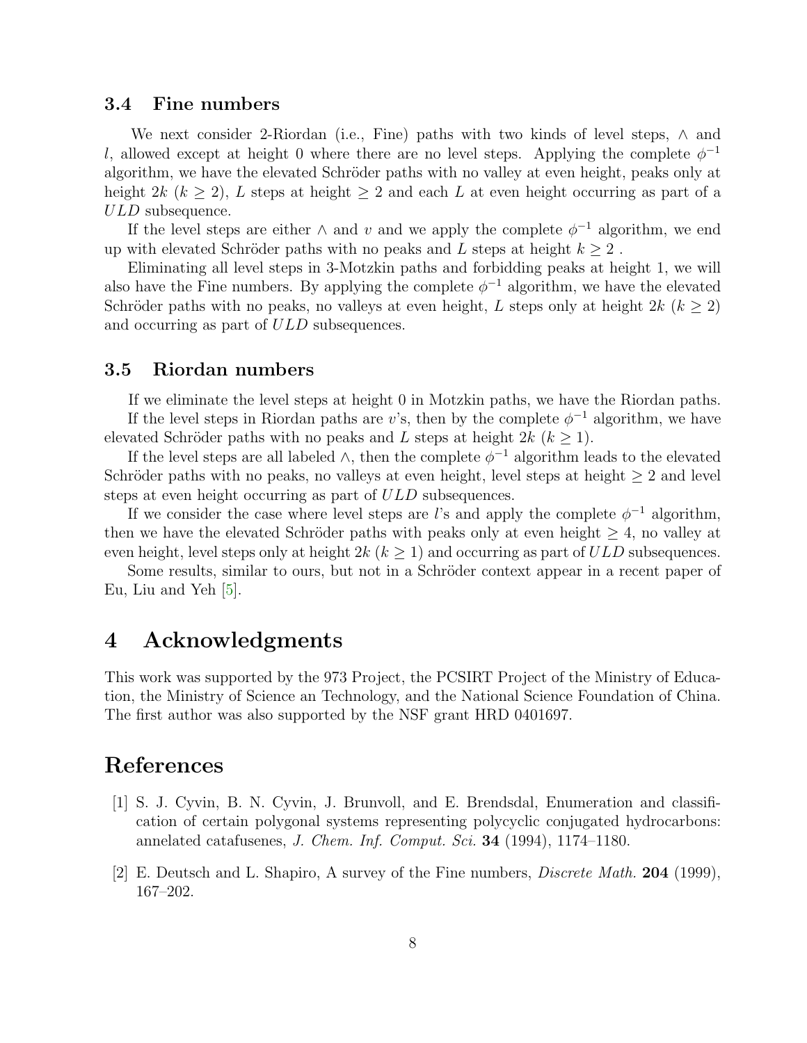### 3.4 Fine numbers

We next consider 2-Riordan (i.e., Fine) paths with two kinds of level steps, $\wedge$ and $l$, allowed except at height 0 where there are no level steps. Applying the complete $\phi^{-1}$ algorithm, we have the elevated Schröder paths with no valley at even height, peaks only at height $2k$ ($k \geq 2$), $L$ steps at height $\geq 2$ and each $L$ at even height occurring as part of a $ULD$ subsequence.

If the level steps are either $\wedge$ and $v$ and we apply the complete $\phi^{-1}$ algorithm, we end up with elevated Schröder paths with no peaks and $L$ steps at height $k \geq 2$ .

Eliminating all level steps in 3-Motzkin paths and forbidding peaks at height 1, we will also have the Fine numbers. By applying the complete $\phi^{-1}$ algorithm, we have the elevated Schröder paths with no peaks, no valleys at even height, $L$ steps only at height $2k$ ($k \geq 2$) and occurring as part of $ULD$ subsequences.

### 3.5 Riordan numbers

If we eliminate the level steps at height 0 in Motzkin paths, we have the Riordan paths.

If the level steps in Riordan paths are $v$'s, then by the complete $\phi^{-1}$ algorithm, we have elevated Schröder paths with no peaks and $L$ steps at height $2k$ ($k \geq 1$).

If the level steps are all labeled $\wedge$, then the complete $\phi^{-1}$ algorithm leads to the elevated Schröder paths with no peaks, no valleys at even height, level steps at height $\geq 2$ and level steps at even height occurring as part of $ULD$ subsequences.

If we consider the case where level steps are $l$'s and apply the complete $\phi^{-1}$ algorithm, then we have the elevated Schröder paths with peaks only at even height $\geq 4$, no valley at even height, level steps only at height $2k$ ($k \geq 1$) and occurring as part of $ULD$ subsequences.

Some results, similar to ours, but not in a Schröder context appear in a recent paper of Eu, Liu and Yeh [5].

## 4 Acknowledgments

This work was supported by the 973 Project, the PCSIRT Project of the Ministry of Education, the Ministry of Science an Technology, and the National Science Foundation of China. The first author was also supported by the NSF grant HRD 0401697.

## References

[1] S. J. Cyvin, B. N. Cyvin, J. Brunvoll, and E. Brendsdal, Enumeration and classification of certain polygonal systems representing polycyclic conjugated hydrocarbons: annelated catafusenes, *J. Chem. Inf. Comput. Sci.* **34** (1994), 1174–1180.

[2] E. Deutsch and L. Shapiro, A survey of the Fine numbers, *Discrete Math.* **204** (1999), 167–202.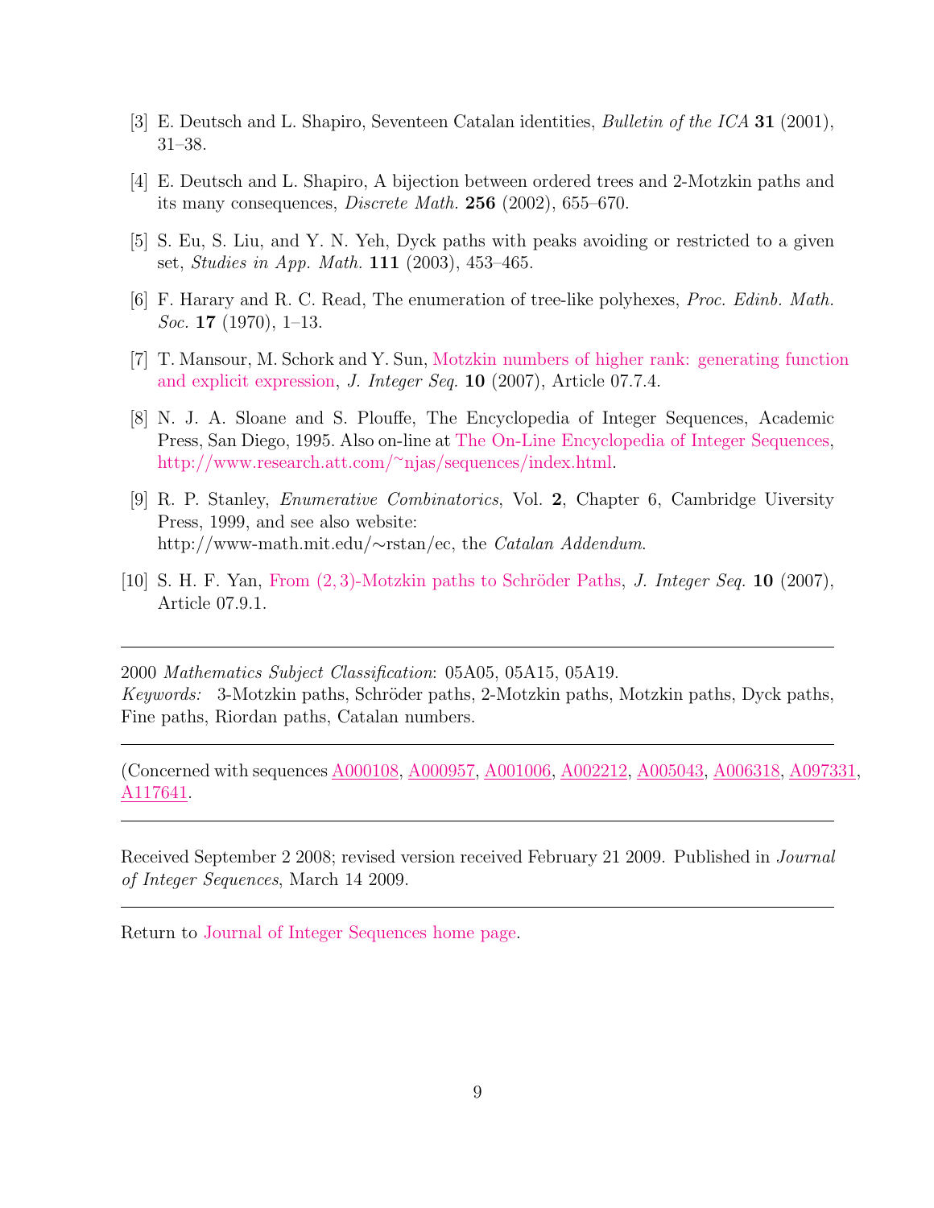[3] E. Deutsch and L. Shapiro, Seventeen Catalan identities, *Bulletin of the ICA* **31** (2001), 31–38.

[4] E. Deutsch and L. Shapiro, A bijection between ordered trees and 2-Motzkin paths and its many consequences, *Discrete Math.* **256** (2002), 655–670.

[5] S. Eu, S. Liu, and Y. N. Yeh, Dyck paths with peaks avoiding or restricted to a given set, *Studies in App. Math.* **111** (2003), 453–465.

[6] F. Harary and R. C. Read, The enumeration of tree-like polyhexes, *Proc. Edinb. Math. Soc.* **17** (1970), 1–13.

[7] T. Mansour, M. Schork and Y. Sun, Motzkin numbers of higher rank: generating function and explicit expression, *J. Integer Seq.* **10** (2007), Article 07.7.4.

[8] N. J. A. Sloane and S. Plouffe, The Encyclopedia of Integer Sequences, Academic Press, San Diego, 1995. Also on-line at The On-Line Encyclopedia of Integer Sequences, http://www.research.att.com/~njas/sequences/index.html.

[9] R. P. Stanley, *Enumerative Combinatorics*, Vol. **2**, Chapter 6, Cambridge Uiversity Press, 1999, and see also website: http://www-math.mit.edu/∼rstan/ec, the *Catalan Addendum*.

[10] S. H. F. Yan, From $(2, 3)$-Motzkin paths to Schröder Paths, *J. Integer Seq.* **10** (2007), Article 07.9.1.

---

2000 *Mathematics Subject Classification*: 05A05, 05A15, 05A19.
*Keywords:* 3-Motzkin paths, Schröder paths, 2-Motzkin paths, Motzkin paths, Dyck paths, Fine paths, Riordan paths, Catalan numbers.

---

(Concerned with sequences A000108, A000957, A001006, A002212, A005043, A006318, A097331, A117641.

---

Received September 2 2008; revised version received February 21 2009. Published in *Journal of Integer Sequences*, March 14 2009.

---

Return to Journal of Integer Sequences home page.